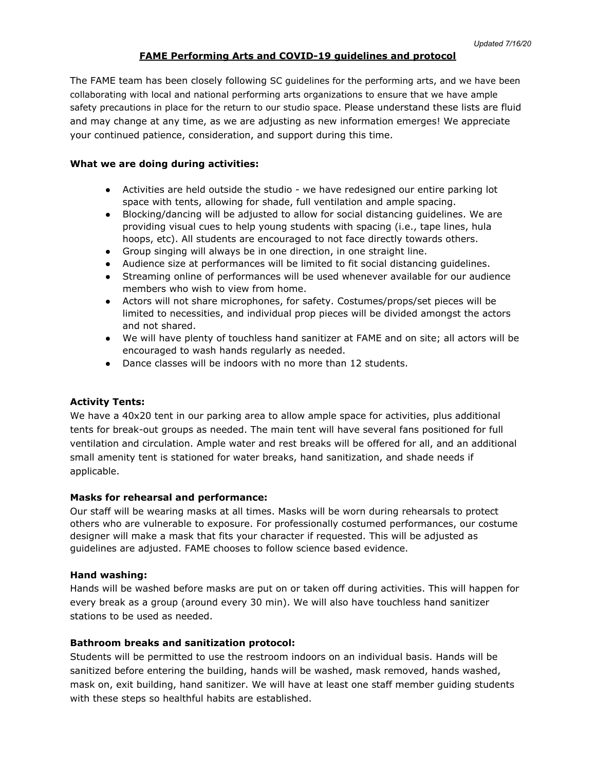*Updated 7/16/20*

# FAME Performing Arts and COVID-19 guidelines and protocol

The FAME team has been closely following SC guidelines for the performing arts, and we have been collaborating with local and national performing arts organizations to ensure that we have ample safety precautions in place for the return to our studio space. Please understand these lists are fluid and may change at any time, as we are adjusting as new information emerges! We appreciate your continued patience, consideration, and support during this time.

**What we are doing during activities:**

- Activities are held outside the studio - we have redesigned our entire parking lot space with tents, allowing for shade, full ventilation and ample spacing.
- Blocking/dancing will be adjusted to allow for social distancing guidelines. We are providing visual cues to help young students with spacing (i.e., tape lines, hula hoops, etc). All students are encouraged to not face directly towards others.
- Group singing will always be in one direction, in one straight line.
- Audience size at performances will be limited to fit social distancing guidelines.
- Streaming online of performances will be used whenever available for our audience members who wish to view from home.
- Actors will not share microphones, for safety. Costumes/props/set pieces will be limited to necessities, and individual prop pieces will be divided amongst the actors and not shared.
- We will have plenty of touchless hand sanitizer at FAME and on site; all actors will be encouraged to wash hands regularly as needed.
- Dance classes will be indoors with no more than 12 students.

**Activity Tents:**

We have a 40x20 tent in our parking area to allow ample space for activities, plus additional tents for break-out groups as needed. The main tent will have several fans positioned for full ventilation and circulation. Ample water and rest breaks will be offered for all, and an additional small amenity tent is stationed for water breaks, hand sanitization, and shade needs if applicable.

**Masks for rehearsal and performance:**

Our staff will be wearing masks at all times. Masks will be worn during rehearsals to protect others who are vulnerable to exposure. For professionally costumed performances, our costume designer will make a mask that fits your character if requested. This will be adjusted as guidelines are adjusted. FAME chooses to follow science based evidence.

**Hand washing:**

Hands will be washed before masks are put on or taken off during activities. This will happen for every break as a group (around every 30 min). We will also have touchless hand sanitizer stations to be used as needed.

**Bathroom breaks and sanitization protocol:**

Students will be permitted to use the restroom indoors on an individual basis. Hands will be sanitized before entering the building, hands will be washed, mask removed, hands washed, mask on, exit building, hand sanitizer. We will have at least one staff member guiding students with these steps so healthful habits are established.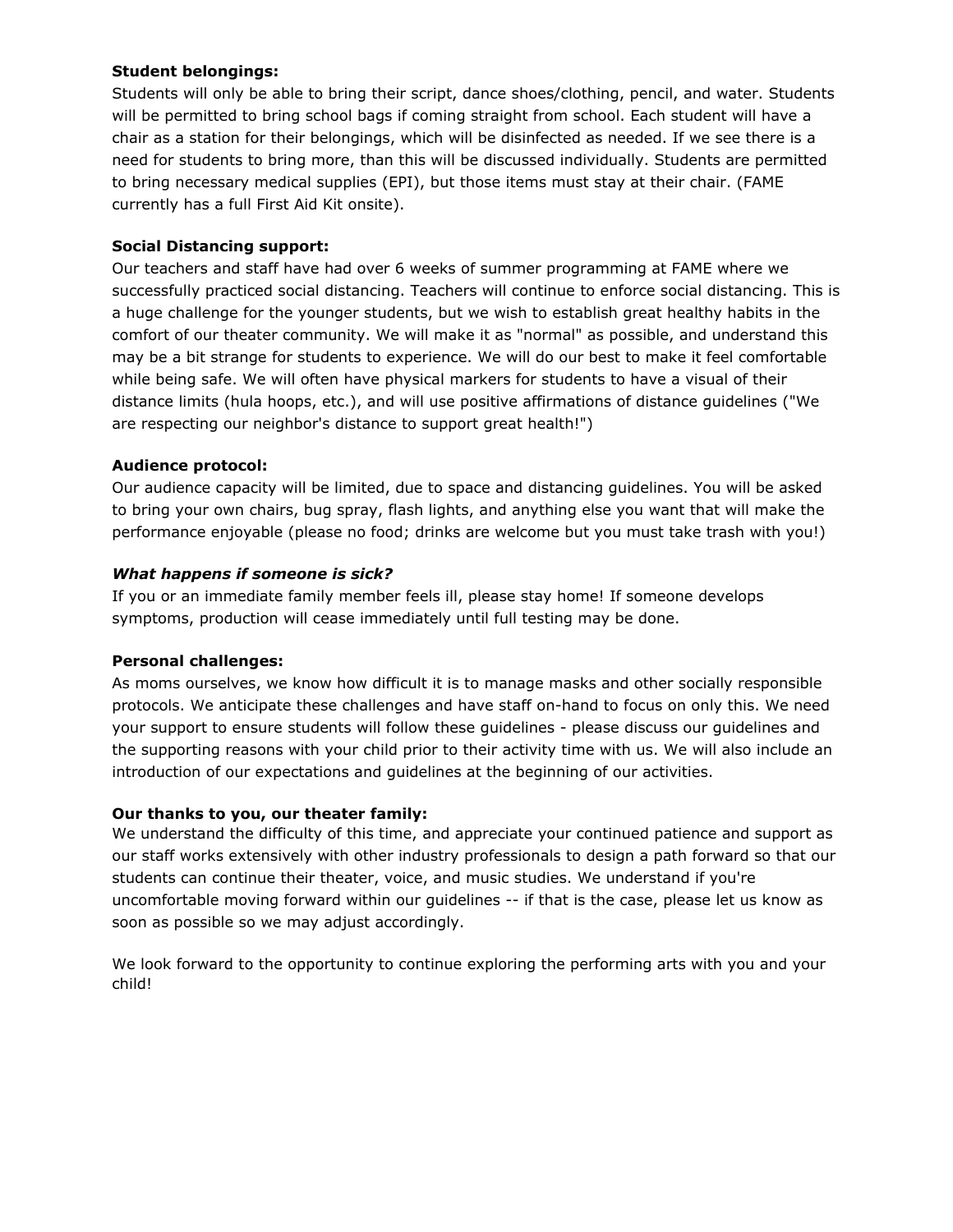**Student belongings:**
Students will only be able to bring their script, dance shoes/clothing, pencil, and water. Students will be permitted to bring school bags if coming straight from school. Each student will have a chair as a station for their belongings, which will be disinfected as needed. If we see there is a need for students to bring more, than this will be discussed individually. Students are permitted to bring necessary medical supplies (EPI), but those items must stay at their chair. (FAME currently has a full First Aid Kit onsite).

**Social Distancing support:**
Our teachers and staff have had over 6 weeks of summer programming at FAME where we successfully practiced social distancing. Teachers will continue to enforce social distancing. This is a huge challenge for the younger students, but we wish to establish great healthy habits in the comfort of our theater community. We will make it as "normal" as possible, and understand this may be a bit strange for students to experience. We will do our best to make it feel comfortable while being safe. We will often have physical markers for students to have a visual of their distance limits (hula hoops, etc.), and will use positive affirmations of distance guidelines ("We are respecting our neighbor's distance to support great health!")

**Audience protocol:**
Our audience capacity will be limited, due to space and distancing guidelines. You will be asked to bring your own chairs, bug spray, flash lights, and anything else you want that will make the performance enjoyable (please no food; drinks are welcome but you must take trash with you!)

***What happens if someone is sick?***
If you or an immediate family member feels ill, please stay home! If someone develops symptoms, production will cease immediately until full testing may be done.

**Personal challenges:**
As moms ourselves, we know how difficult it is to manage masks and other socially responsible protocols. We anticipate these challenges and have staff on-hand to focus on only this. We need your support to ensure students will follow these guidelines - please discuss our guidelines and the supporting reasons with your child prior to their activity time with us. We will also include an introduction of our expectations and guidelines at the beginning of our activities.

**Our thanks to you, our theater family:**
We understand the difficulty of this time, and appreciate your continued patience and support as our staff works extensively with other industry professionals to design a path forward so that our students can continue their theater, voice, and music studies. We understand if you're uncomfortable moving forward within our guidelines -- if that is the case, please let us know as soon as possible so we may adjust accordingly.

We look forward to the opportunity to continue exploring the performing arts with you and your child!